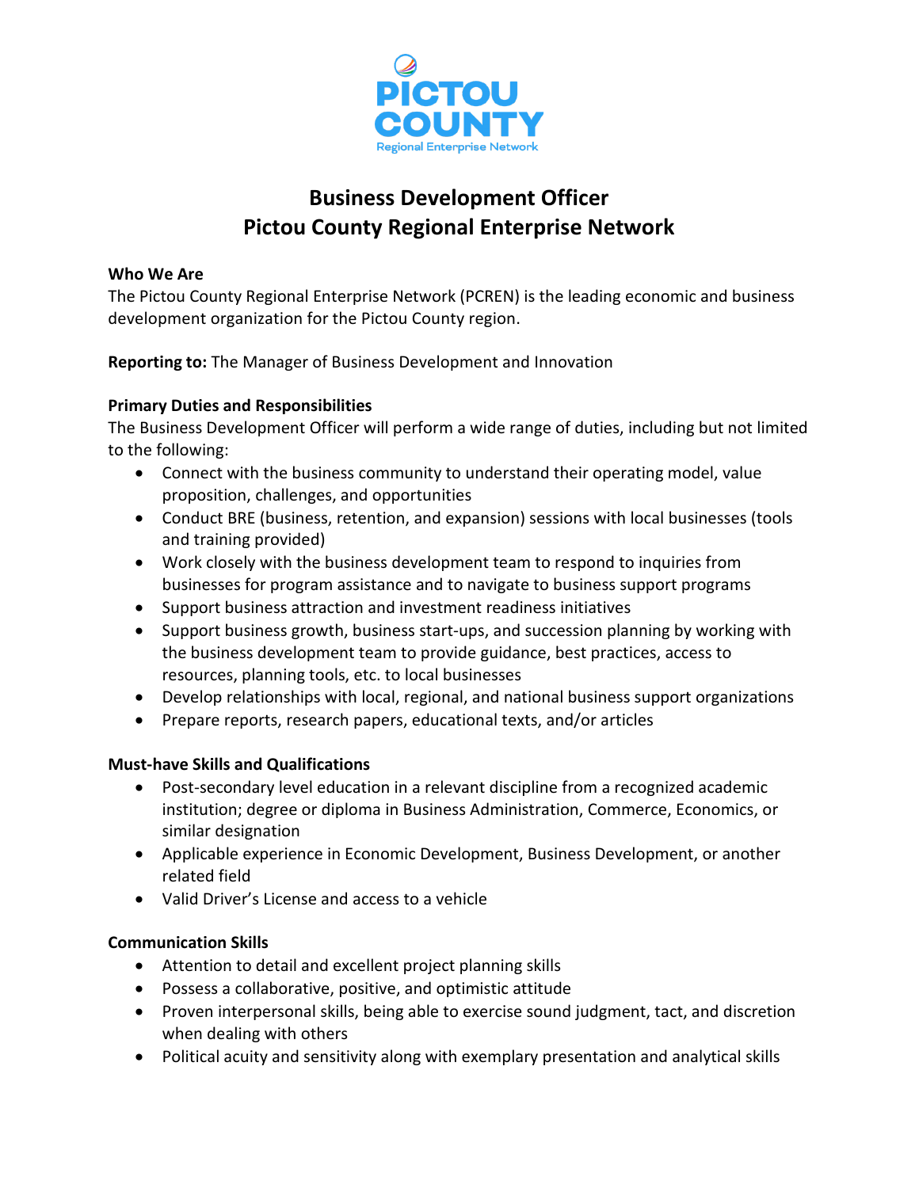# Business Development Officer
# Pictou County Regional Enterprise Network

**Who We Are**

The Pictou County Regional Enterprise Network (PCREN) is the leading economic and business development organization for the Pictou County region.

**Reporting to:** The Manager of Business Development and Innovation

**Primary Duties and Responsibilities**

The Business Development Officer will perform a wide range of duties, including but not limited to the following:

- Connect with the business community to understand their operating model, value proposition, challenges, and opportunities
- Conduct BRE (business, retention, and expansion) sessions with local businesses (tools and training provided)
- Work closely with the business development team to respond to inquiries from businesses for program assistance and to navigate to business support programs
- Support business attraction and investment readiness initiatives
- Support business growth, business start-ups, and succession planning by working with the business development team to provide guidance, best practices, access to resources, planning tools, etc. to local businesses
- Develop relationships with local, regional, and national business support organizations
- Prepare reports, research papers, educational texts, and/or articles

**Must-have Skills and Qualifications**

- Post-secondary level education in a relevant discipline from a recognized academic institution; degree or diploma in Business Administration, Commerce, Economics, or similar designation
- Applicable experience in Economic Development, Business Development, or another related field
- Valid Driver's License and access to a vehicle

**Communication Skills**

- Attention to detail and excellent project planning skills
- Possess a collaborative, positive, and optimistic attitude
- Proven interpersonal skills, being able to exercise sound judgment, tact, and discretion when dealing with others
- Political acuity and sensitivity along with exemplary presentation and analytical skills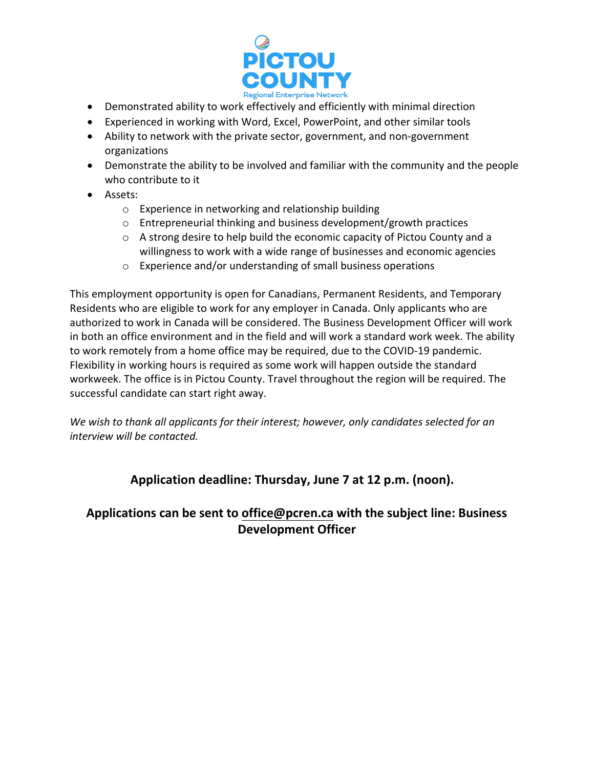- Demonstrated ability to work effectively and efficiently with minimal direction
- Experienced in working with Word, Excel, PowerPoint, and other similar tools
- Ability to network with the private sector, government, and non-government organizations
- Demonstrate the ability to be involved and familiar with the community and the people who contribute to it
- Assets:
    - Experience in networking and relationship building
    - Entrepreneurial thinking and business development/growth practices
    - A strong desire to help build the economic capacity of Pictou County and a willingness to work with a wide range of businesses and economic agencies
    - Experience and/or understanding of small business operations

This employment opportunity is open for Canadians, Permanent Residents, and Temporary Residents who are eligible to work for any employer in Canada. Only applicants who are authorized to work in Canada will be considered. The Business Development Officer will work in both an office environment and in the field and will work a standard work week. The ability to work remotely from a home office may be required, due to the COVID-19 pandemic. Flexibility in working hours is required as some work will happen outside the standard workweek. The office is in Pictou County. Travel throughout the region will be required. The successful candidate can start right away.

*We wish to thank all applicants for their interest; however, only candidates selected for an interview will be contacted.*

**Application deadline: Thursday, June 7 at 12 p.m. (noon).**

**Applications can be sent to office@pcren.ca with the subject line: Business Development Officer**